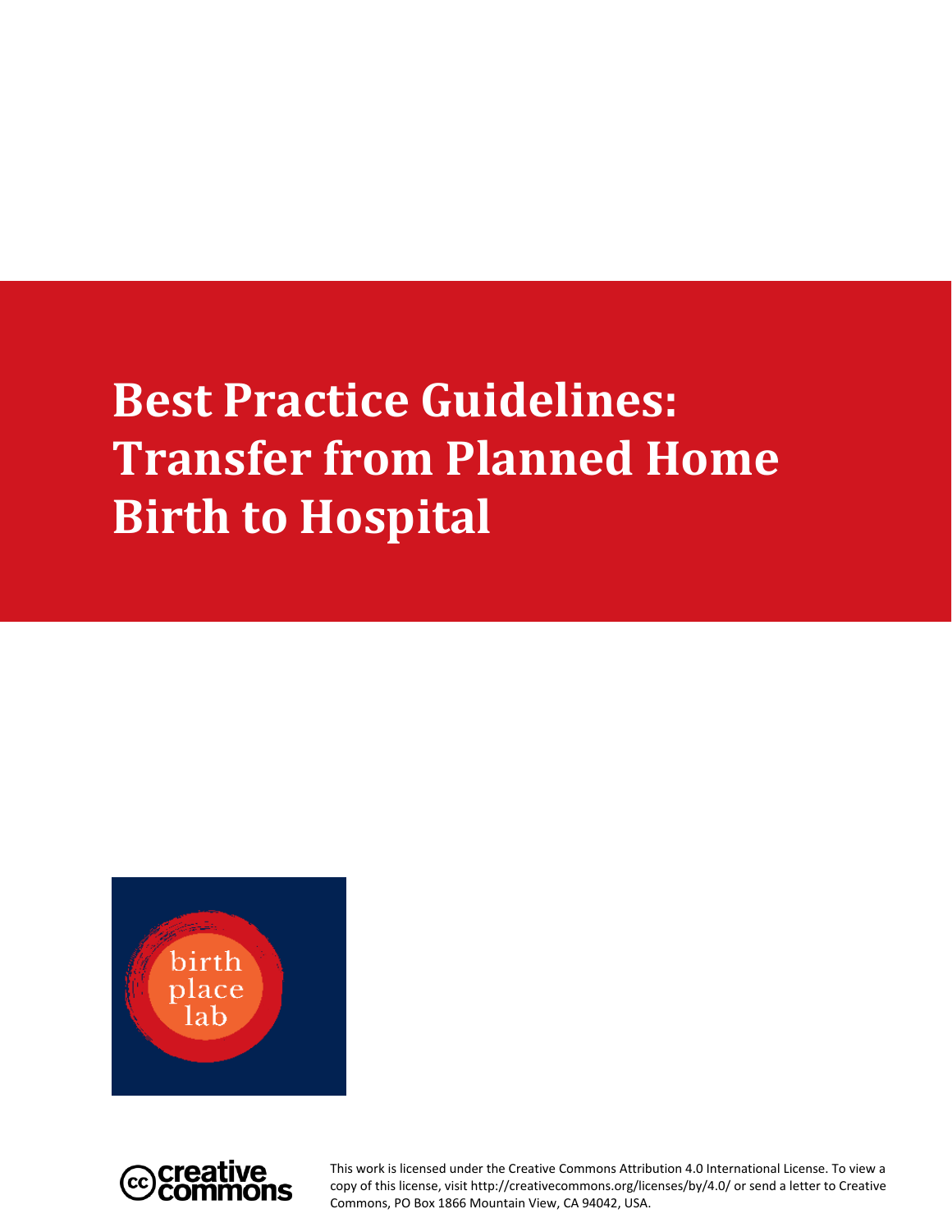# Best Practice Guidelines: Transfer from Planned Home Birth to Hospital

birth place lab

This work is licensed under the Creative Commons Attribution 4.0 International License. To view a copy of this license, visit http://creativecommons.org/licenses/by/4.0/ or send a letter to Creative Commons, PO Box 1866 Mountain View, CA 94042, USA.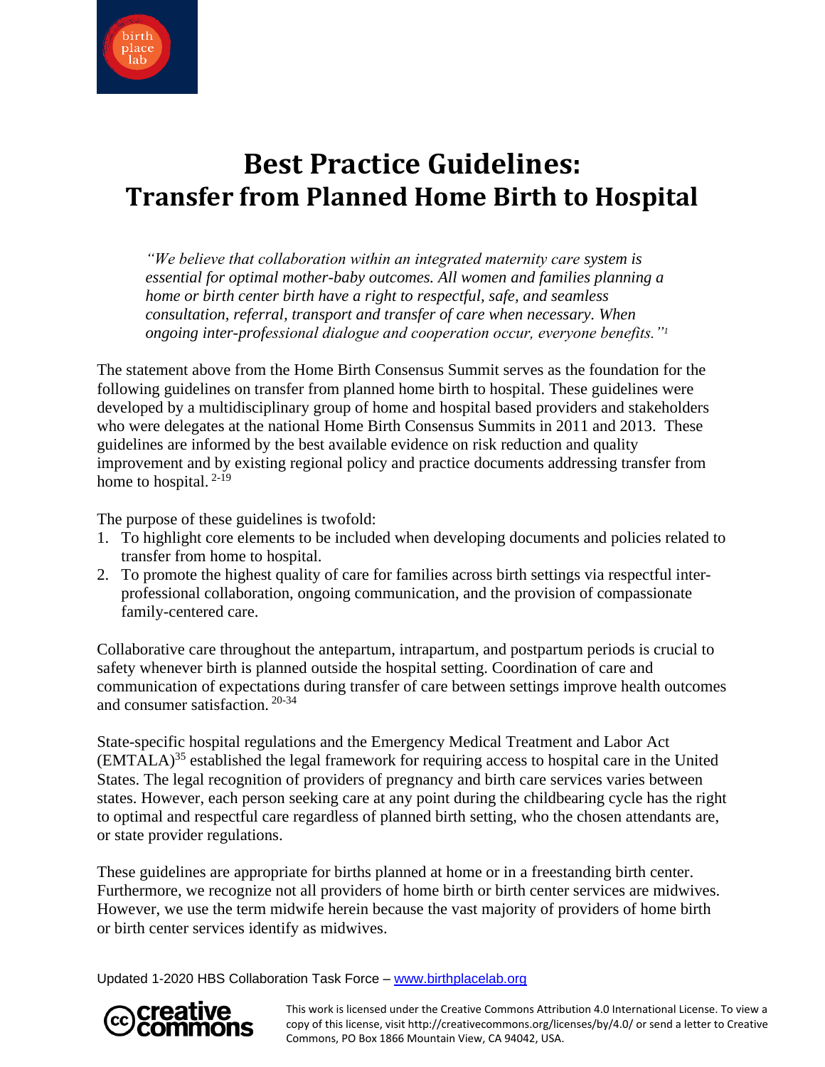# Best Practice Guidelines: Transfer from Planned Home Birth to Hospital

*"We believe that collaboration within an integrated maternity care system is essential for optimal mother-baby outcomes. All women and families planning a home or birth center birth have a right to respectful, safe, and seamless consultation, referral, transport and transfer of care when necessary. When ongoing inter-professional dialogue and cooperation occur, everyone benefits."*[1]

The statement above from the Home Birth Consensus Summit serves as the foundation for the following guidelines on transfer from planned home birth to hospital. These guidelines were developed by a multidisciplinary group of home and hospital based providers and stakeholders who were delegates at the national Home Birth Consensus Summits in 2011 and 2013. These guidelines are informed by the best available evidence on risk reduction and quality improvement and by existing regional policy and practice documents addressing transfer from home to hospital.[2-19]

The purpose of these guidelines is twofold:

1. To highlight core elements to be included when developing documents and policies related to transfer from home to hospital.
2. To promote the highest quality of care for families across birth settings via respectful inter-professional collaboration, ongoing communication, and the provision of compassionate family-centered care.

Collaborative care throughout the antepartum, intrapartum, and postpartum periods is crucial to safety whenever birth is planned outside the hospital setting. Coordination of care and communication of expectations during transfer of care between settings improve health outcomes and consumer satisfaction.[20-34]

State-specific hospital regulations and the Emergency Medical Treatment and Labor Act (EMTALA)[35] established the legal framework for requiring access to hospital care in the United States. The legal recognition of providers of pregnancy and birth care services varies between states. However, each person seeking care at any point during the childbearing cycle has the right to optimal and respectful care regardless of planned birth setting, who the chosen attendants are, or state provider regulations.

These guidelines are appropriate for births planned at home or in a freestanding birth center. Furthermore, we recognize not all providers of home birth or birth center services are midwives. However, we use the term midwife herein because the vast majority of providers of home birth or birth center services identify as midwives.

Updated 1-2020 HBS Collaboration Task Force – www.birthplacelab.org

This work is licensed under the Creative Commons Attribution 4.0 International License. To view a copy of this license, visit http://creativecommons.org/licenses/by/4.0/ or send a letter to Creative Commons, PO Box 1866 Mountain View, CA 94042, USA.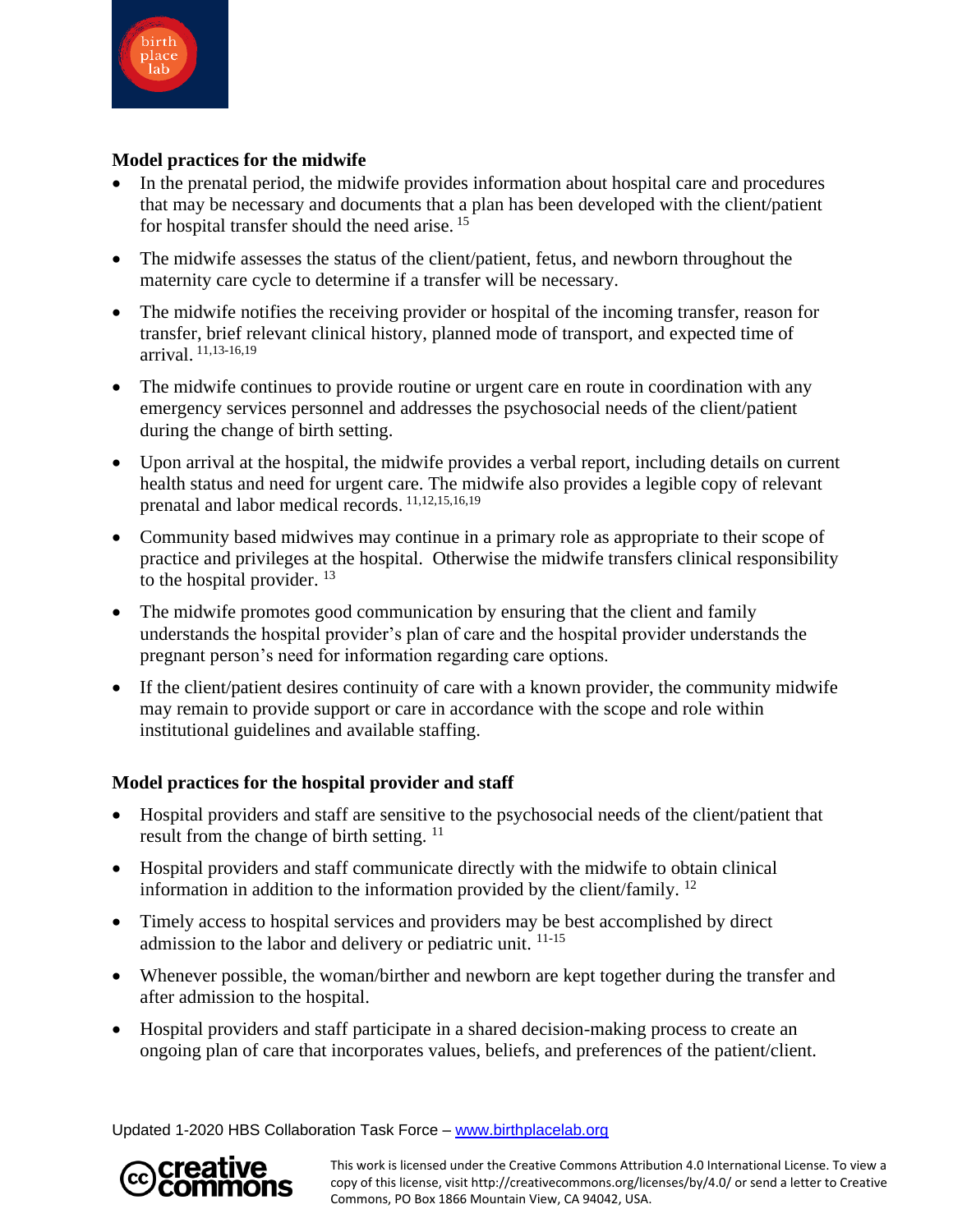**Model practices for the midwife**

- In the prenatal period, the midwife provides information about hospital care and procedures that may be necessary and documents that a plan has been developed with the client/patient for hospital transfer should the need arise. [15]
- The midwife assesses the status of the client/patient, fetus, and newborn throughout the maternity care cycle to determine if a transfer will be necessary.
- The midwife notifies the receiving provider or hospital of the incoming transfer, reason for transfer, brief relevant clinical history, planned mode of transport, and expected time of arrival. [11,13-16,19]
- The midwife continues to provide routine or urgent care en route in coordination with any emergency services personnel and addresses the psychosocial needs of the client/patient during the change of birth setting.
- Upon arrival at the hospital, the midwife provides a verbal report, including details on current health status and need for urgent care. The midwife also provides a legible copy of relevant prenatal and labor medical records. [11,12,15,16,19]
- Community based midwives may continue in a primary role as appropriate to their scope of practice and privileges at the hospital. Otherwise the midwife transfers clinical responsibility to the hospital provider. [13]
- The midwife promotes good communication by ensuring that the client and family understands the hospital provider's plan of care and the hospital provider understands the pregnant person's need for information regarding care options.
- If the client/patient desires continuity of care with a known provider, the community midwife may remain to provide support or care in accordance with the scope and role within institutional guidelines and available staffing.

**Model practices for the hospital provider and staff**

- Hospital providers and staff are sensitive to the psychosocial needs of the client/patient that result from the change of birth setting. [11]
- Hospital providers and staff communicate directly with the midwife to obtain clinical information in addition to the information provided by the client/family. [12]
- Timely access to hospital services and providers may be best accomplished by direct admission to the labor and delivery or pediatric unit. [11-15]
- Whenever possible, the woman/birther and newborn are kept together during the transfer and after admission to the hospital.
- Hospital providers and staff participate in a shared decision-making process to create an ongoing plan of care that incorporates values, beliefs, and preferences of the patient/client.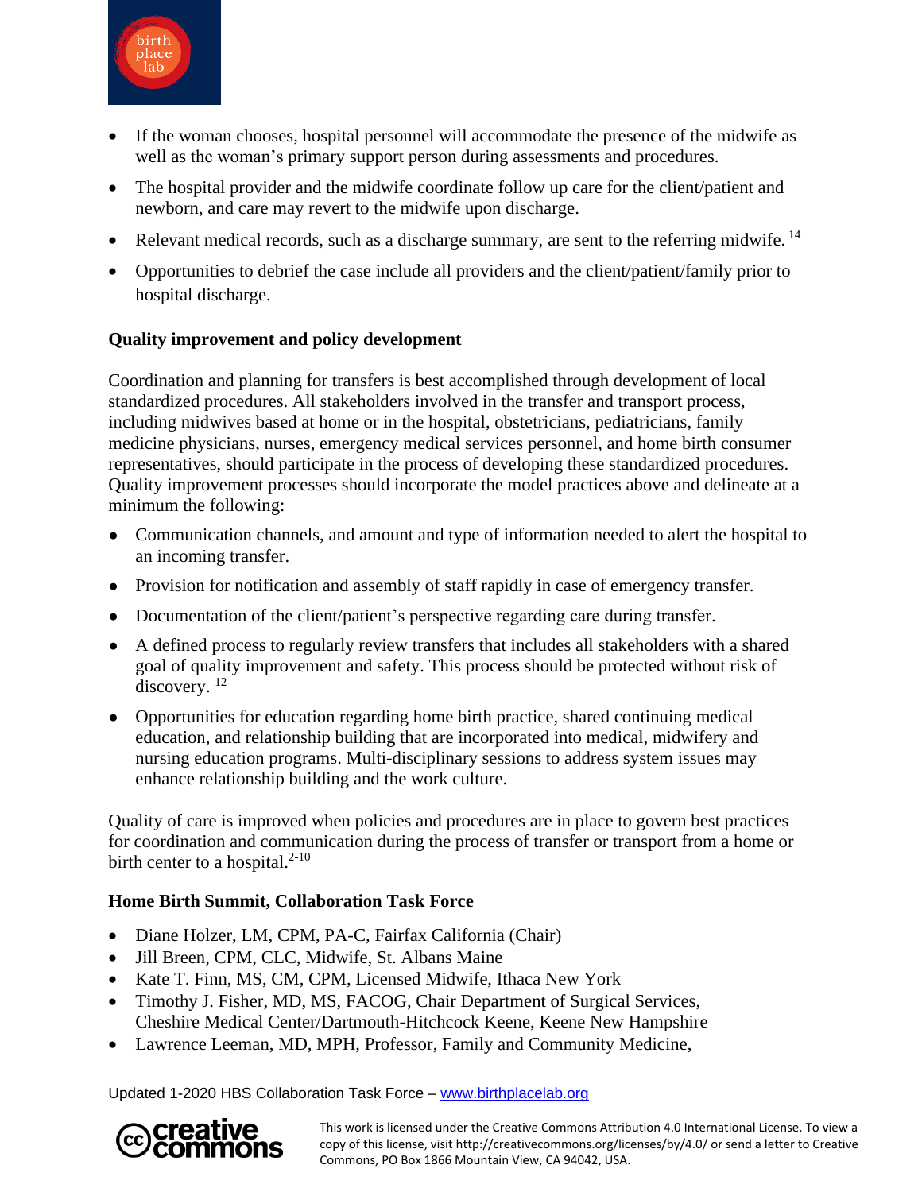- If the woman chooses, hospital personnel will accommodate the presence of the midwife as well as the woman's primary support person during assessments and procedures.
- The hospital provider and the midwife coordinate follow up care for the client/patient and newborn, and care may revert to the midwife upon discharge.
- Relevant medical records, such as a discharge summary, are sent to the referring midwife. [14]
- Opportunities to debrief the case include all providers and the client/patient/family prior to hospital discharge.

**Quality improvement and policy development**

Coordination and planning for transfers is best accomplished through development of local standardized procedures. All stakeholders involved in the transfer and transport process, including midwives based at home or in the hospital, obstetricians, pediatricians, family medicine physicians, nurses, emergency medical services personnel, and home birth consumer representatives, should participate in the process of developing these standardized procedures. Quality improvement processes should incorporate the model practices above and delineate at a minimum the following:

- Communication channels, and amount and type of information needed to alert the hospital to an incoming transfer.
- Provision for notification and assembly of staff rapidly in case of emergency transfer.
- Documentation of the client/patient's perspective regarding care during transfer.
- A defined process to regularly review transfers that includes all stakeholders with a shared goal of quality improvement and safety. This process should be protected without risk of discovery. [12]
- Opportunities for education regarding home birth practice, shared continuing medical education, and relationship building that are incorporated into medical, midwifery and nursing education programs. Multi-disciplinary sessions to address system issues may enhance relationship building and the work culture.

Quality of care is improved when policies and procedures are in place to govern best practices for coordination and communication during the process of transfer or transport from a home or birth center to a hospital.[2-10]

**Home Birth Summit, Collaboration Task Force**

- Diane Holzer, LM, CPM, PA-C, Fairfax California (Chair)
- Jill Breen, CPM, CLC, Midwife, St. Albans Maine
- Kate T. Finn, MS, CM, CPM, Licensed Midwife, Ithaca New York
- Timothy J. Fisher, MD, MS, FACOG, Chair Department of Surgical Services, Cheshire Medical Center/Dartmouth-Hitchcock Keene, Keene New Hampshire
- Lawrence Leeman, MD, MPH, Professor, Family and Community Medicine,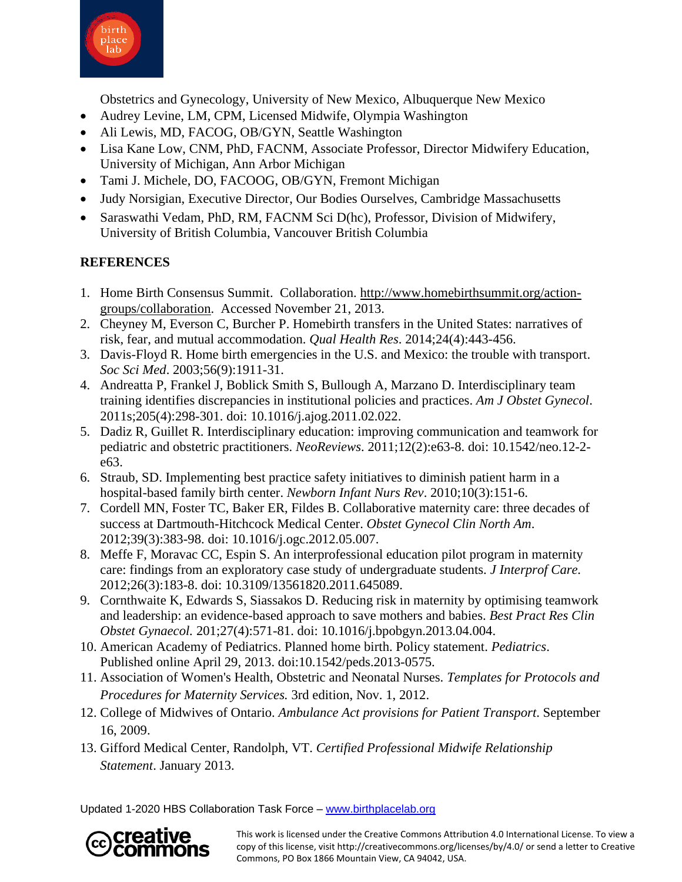Obstetrics and Gynecology, University of New Mexico, Albuquerque New Mexico

- Audrey Levine, LM, CPM, Licensed Midwife, Olympia Washington
- Ali Lewis, MD, FACOG, OB/GYN, Seattle Washington
- Lisa Kane Low, CNM, PhD, FACNM, Associate Professor, Director Midwifery Education, University of Michigan, Ann Arbor Michigan
- Tami J. Michele, DO, FACOOG, OB/GYN, Fremont Michigan
- Judy Norsigian, Executive Director, Our Bodies Ourselves, Cambridge Massachusetts
- Saraswathi Vedam, PhD, RM, FACNM Sci D(hc), Professor, Division of Midwifery, University of British Columbia, Vancouver British Columbia

**REFERENCES**

1. Home Birth Consensus Summit. Collaboration. http://www.homebirthsummit.org/action-groups/collaboration. Accessed November 21, 2013.
2. Cheyney M, Everson C, Burcher P. Homebirth transfers in the United States: narratives of risk, fear, and mutual accommodation. *Qual Health Res*. 2014;24(4):443-456.
3. Davis-Floyd R. Home birth emergencies in the U.S. and Mexico: the trouble with transport. *Soc Sci Med*. 2003;56(9):1911-31.
4. Andreatta P, Frankel J, Boblick Smith S, Bullough A, Marzano D. Interdisciplinary team training identifies discrepancies in institutional policies and practices. *Am J Obstet Gynecol*. 2011s;205(4):298-301. doi: 10.1016/j.ajog.2011.02.022.
5. Dadiz R, Guillet R. Interdisciplinary education: improving communication and teamwork for pediatric and obstetric practitioners. *NeoReviews*. 2011;12(2):e63-8. doi: 10.1542/neo.12-2-e63.
6. Straub, SD. Implementing best practice safety initiatives to diminish patient harm in a hospital-based family birth center. *Newborn Infant Nurs Rev*. 2010;10(3):151-6.
7. Cordell MN, Foster TC, Baker ER, Fildes B. Collaborative maternity care: three decades of success at Dartmouth-Hitchcock Medical Center. *Obstet Gynecol Clin North Am*. 2012;39(3):383-98. doi: 10.1016/j.ogc.2012.05.007.
8. Meffe F, Moravac CC, Espin S. An interprofessional education pilot program in maternity care: findings from an exploratory case study of undergraduate students. *J Interprof Care.* 2012;26(3):183-8. doi: 10.3109/13561820.2011.645089.
9. Cornthwaite K, Edwards S, Siassakos D. Reducing risk in maternity by optimising teamwork and leadership: an evidence-based approach to save mothers and babies. *Best Pract Res Clin Obstet Gynaecol.* 201;27(4):571-81. doi: 10.1016/j.bpobgyn.2013.04.004.
10. American Academy of Pediatrics. Planned home birth. Policy statement. *Pediatrics*. Published online April 29, 2013. doi:10.1542/peds.2013-0575.
11. Association of Women's Health, Obstetric and Neonatal Nurses. *Templates for Protocols and Procedures for Maternity Services.* 3rd edition, Nov. 1, 2012.
12. College of Midwives of Ontario. *Ambulance Act provisions for Patient Transport*. September 16, 2009.
13. Gifford Medical Center, Randolph, VT. *Certified Professional Midwife Relationship Statement*. January 2013.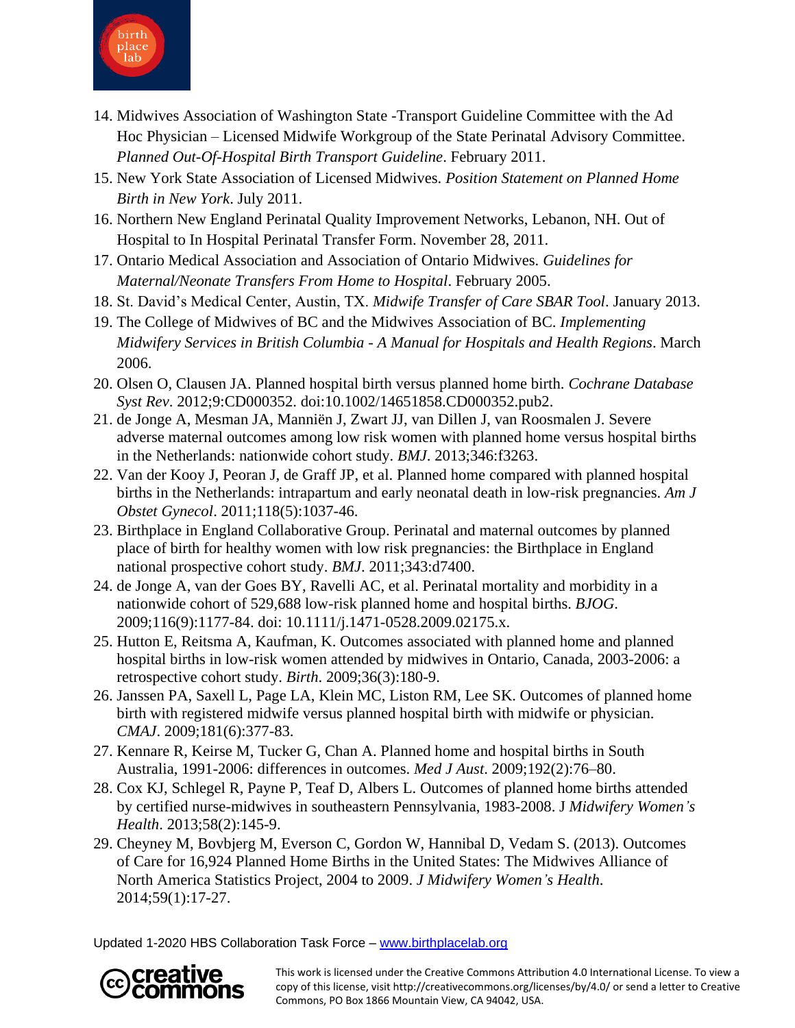14. Midwives Association of Washington State -Transport Guideline Committee with the Ad Hoc Physician – Licensed Midwife Workgroup of the State Perinatal Advisory Committee. *Planned Out-Of-Hospital Birth Transport Guideline*. February 2011.
15. New York State Association of Licensed Midwives. *Position Statement on Planned Home Birth in New York*. July 2011.
16. Northern New England Perinatal Quality Improvement Networks, Lebanon, NH. Out of Hospital to In Hospital Perinatal Transfer Form. November 28, 2011.
17. Ontario Medical Association and Association of Ontario Midwives. *Guidelines for Maternal/Neonate Transfers From Home to Hospital*. February 2005.
18. St. David's Medical Center, Austin, TX. *Midwife Transfer of Care SBAR Tool*. January 2013.
19. The College of Midwives of BC and the Midwives Association of BC. *Implementing Midwifery Services in British Columbia - A Manual for Hospitals and Health Regions*. March 2006.
20. Olsen O, Clausen JA. Planned hospital birth versus planned home birth. *Cochrane Database Syst Rev*. 2012;9:CD000352. doi:10.1002/14651858.CD000352.pub2.
21. de Jonge A, Mesman JA, Manniën J, Zwart JJ, van Dillen J, van Roosmalen J. Severe adverse maternal outcomes among low risk women with planned home versus hospital births in the Netherlands: nationwide cohort study. *BMJ*. 2013;346:f3263.
22. Van der Kooy J, Peoran J, de Graff JP, et al. Planned home compared with planned hospital births in the Netherlands: intrapartum and early neonatal death in low-risk pregnancies. *Am J Obstet Gynecol*. 2011;118(5):1037-46.
23. Birthplace in England Collaborative Group. Perinatal and maternal outcomes by planned place of birth for healthy women with low risk pregnancies: the Birthplace in England national prospective cohort study. *BMJ*. 2011;343:d7400.
24. de Jonge A, van der Goes BY, Ravelli AC, et al. Perinatal mortality and morbidity in a nationwide cohort of 529,688 low-risk planned home and hospital births. *BJOG*. 2009;116(9):1177-84. doi: 10.1111/j.1471-0528.2009.02175.x.
25. Hutton E, Reitsma A, Kaufman, K. Outcomes associated with planned home and planned hospital births in low-risk women attended by midwives in Ontario, Canada, 2003-2006: a retrospective cohort study. *Birth*. 2009;36(3):180-9.
26. Janssen PA, Saxell L, Page LA, Klein MC, Liston RM, Lee SK. Outcomes of planned home birth with registered midwife versus planned hospital birth with midwife or physician. *CMAJ*. 2009;181(6):377-83.
27. Kennare R, Keirse M, Tucker G, Chan A. Planned home and hospital births in South Australia, 1991-2006: differences in outcomes. *Med J Aust*. 2009;192(2):76–80.
28. Cox KJ, Schlegel R, Payne P, Teaf D, Albers L. Outcomes of planned home births attended by certified nurse-midwives in southeastern Pennsylvania, 1983-2008. J *Midwifery Women's Health*. 2013;58(2):145-9.
29. Cheyney M, Bovbjerg M, Everson C, Gordon W, Hannibal D, Vedam S. (2013). Outcomes of Care for 16,924 Planned Home Births in the United States: The Midwives Alliance of North America Statistics Project, 2004 to 2009. *J Midwifery Women's Health*. 2014;59(1):17-27.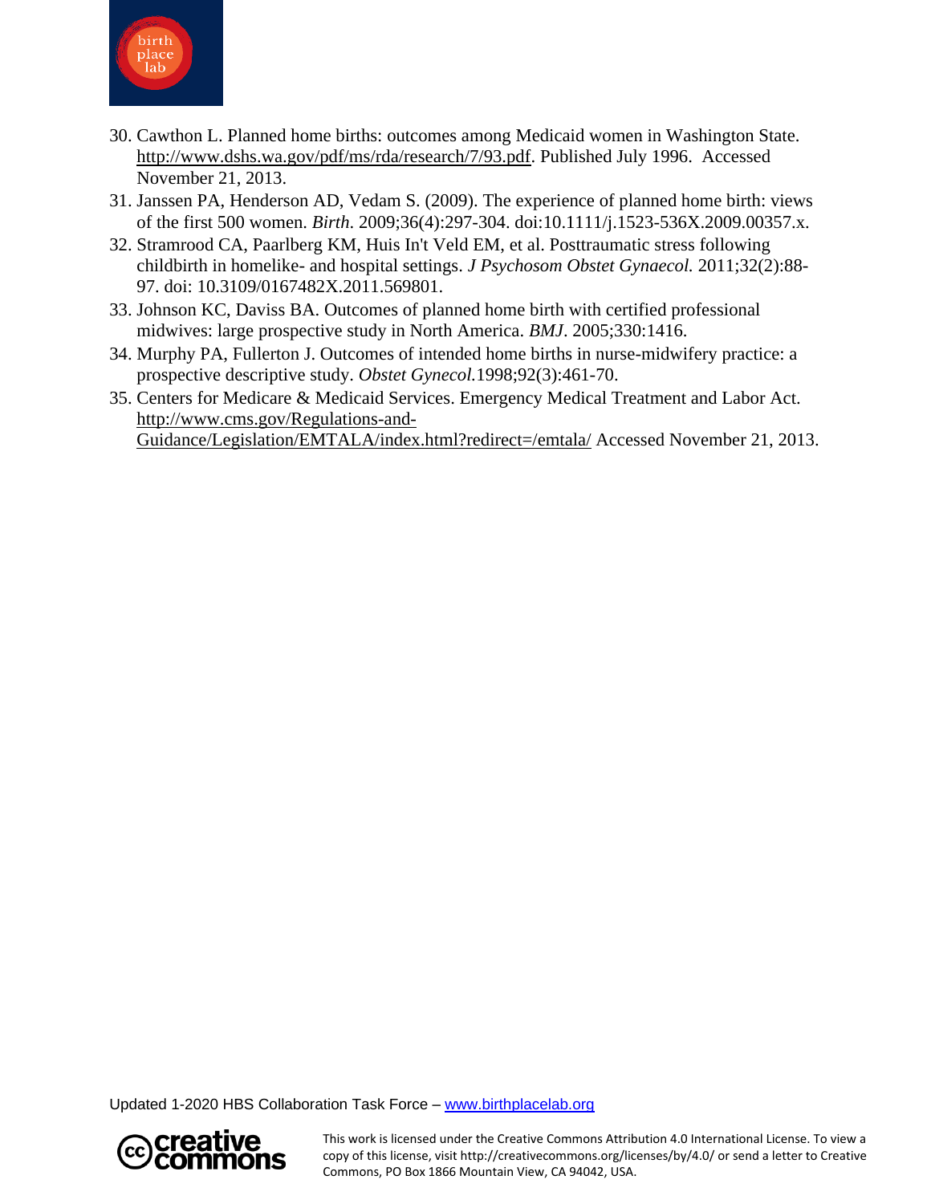30. Cawthon L. Planned home births: outcomes among Medicaid women in Washington State. http://www.dshs.wa.gov/pdf/ms/rda/research/7/93.pdf. Published July 1996. Accessed November 21, 2013.
31. Janssen PA, Henderson AD, Vedam S. (2009). The experience of planned home birth: views of the first 500 women. *Birth*. 2009;36(4):297-304. doi:10.1111/j.1523-536X.2009.00357.x.
32. Stramrood CA, Paarlberg KM, Huis In't Veld EM, et al. Posttraumatic stress following childbirth in homelike- and hospital settings. *J Psychosom Obstet Gynaecol.* 2011;32(2):88-97. doi: 10.3109/0167482X.2011.569801.
33. Johnson KC, Daviss BA. Outcomes of planned home birth with certified professional midwives: large prospective study in North America. *BMJ*. 2005;330:1416.
34. Murphy PA, Fullerton J. Outcomes of intended home births in nurse-midwifery practice: a prospective descriptive study. *Obstet Gynecol.*1998;92(3):461-70.
35. Centers for Medicare & Medicaid Services. Emergency Medical Treatment and Labor Act. http://www.cms.gov/Regulations-and-Guidance/Legislation/EMTALA/index.html?redirect=/emtala/ Accessed November 21, 2013.

Updated 1-2020 HBS Collaboration Task Force – www.birthplacelab.org

This work is licensed under the Creative Commons Attribution 4.0 International License. To view a copy of this license, visit http://creativecommons.org/licenses/by/4.0/ or send a letter to Creative Commons, PO Box 1866 Mountain View, CA 94042, USA.